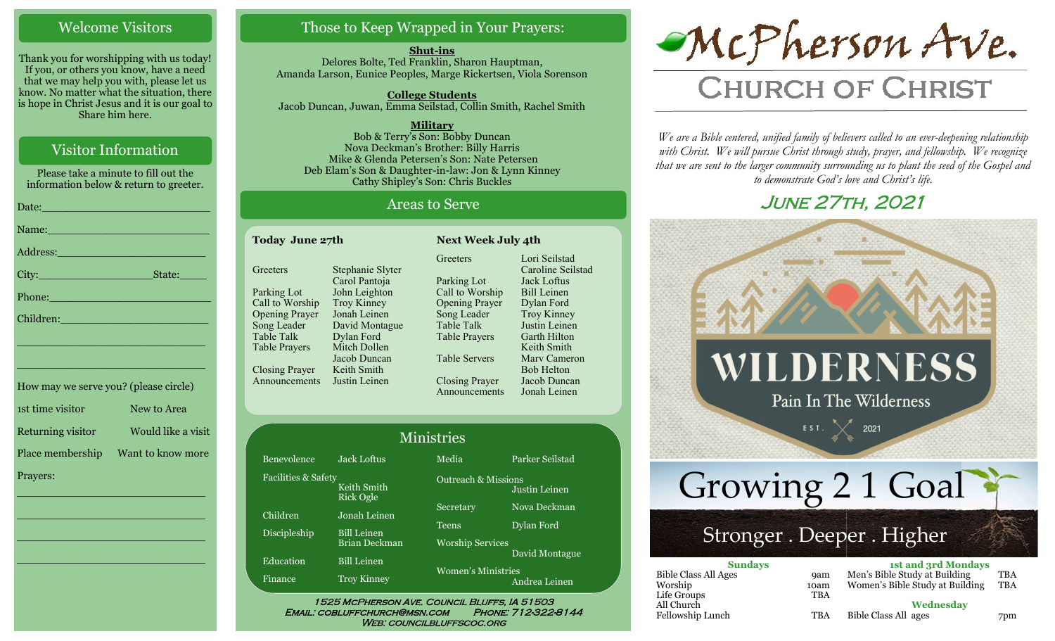## Welcome Visitors

Thank you for worshipping with us today! If you, or others you know, have a need that we may help you with, please let us know. No matter what the situation, there is hope in Christ Jesus and it is our goal to Share him here.

## Visitor Information

Please take a minute to fill out the information below & return to greeter.

Date:__________________________

Name:__________________________

Address:________________________

City:__________________State:_____

Phone:_________________________

Children:_______________________

_______________________________

_______________________________

How may we serve you? (please circle)

| | |
|---|---|
| 1st time visitor | New to Area |
| Returning visitor | Would like a visit |
| Place membership | Want to know more |

Prayers:

_______________________________

_______________________________

_______________________________

_______________________________

## Those to Keep Wrapped in Your Prayers:

**Shut-ins**
Delores Bolte, Ted Franklin, Sharon Hauptman, Amanda Larson, Eunice Peoples, Marge Rickertsen, Viola Sorenson

**College Students**
Jacob Duncan, Juwan, Emma Seilstad, Collin Smith, Rachel Smith

**Military**
Bob & Terry's Son: Bobby Duncan
Nova Deckman's Brother: Billy Harris
Mike & Glenda Petersen's Son: Nate Petersen
Deb Elam's Son & Daughter-in-law: Jon & Lynn Kinney
Cathy Shipley's Son: Chris Buckles

## Areas to Serve

**Today June 27th**

| | |
|---|---|
| Greeters | Stephanie Slyter, Carol Pantoja |
| Parking Lot | John Leighton |
| Call to Worship | Troy Kinney |
| Opening Prayer | Jonah Leinen |
| Song Leader | David Montague |
| Table Talk | Dylan Ford |
| Table Prayers | Mitch Dollen, Jacob Duncan |
| Closing Prayer | Keith Smith |
| Announcements | Justin Leinen |

**Next Week July 4th**

| | |
|---|---|
| Greeters | Lori Seilstad, Caroline Seilstad |
| Parking Lot | Jack Loftus |
| Call to Worship | Bill Leinen |
| Opening Prayer | Dylan Ford |
| Song Leader | Troy Kinney |
| Table Talk | Justin Leinen |
| Table Prayers | Garth Hilton, Keith Smith |
| Table Servers | Marv Cameron, Bob Helton |
| Closing Prayer | Jacob Duncan |
| Announcements | Jonah Leinen |

## Ministries

| | |
|---|---|
| Benevolence | Jack Loftus |
| Facilities & Safety | Keith Smith, Rick Ogle |
| Children | Jonah Leinen |
| Discipleship | Bill Leinen, Brian Deckman |
| Education | Bill Leinen |
| Finance | Troy Kinney |
| Media | Parker Seilstad |
| Outreach & Missions | Justin Leinen |
| Secretary | Nova Deckman |
| Teens | Dylan Ford |
| Worship Services | David Montague |
| Women's Ministries | Andrea Leinen |

1525 McPherson Ave. Council Bluffs, IA 51503
Email: cobluffchurch@msn.com Phone: 712-322-8144
Web: councilbluffscoc.org

# McPherson Ave. Church of Christ

*We are a Bible centered, unified family of believers called to an ever-deepening relationship with Christ. We will pursue Christ through study, prayer, and fellowship. We recognize that we are sent to the larger community surrounding us to plant the seed of the Gospel and to demonstrate God's love and Christ's life.*

## June 27th, 2021

WILDERNESS
Pain In The Wilderness
EST. 2021

Growing 2 1 Goal
Stronger . Deeper . Higher

**Sundays**

| | |
|---|---|
| Bible Class All Ages | 9am |
| Worship | 10am |
| Life Groups | TBA |
| All Church Fellowship Lunch | TBA |

**1st and 3rd Mondays**

| | |
|---|---|
| Men's Bible Study at Building | TBA |
| Women's Bible Study at Building | TBA |

**Wednesday**

| | |
|---|---|
| Bible Class All ages | 7pm |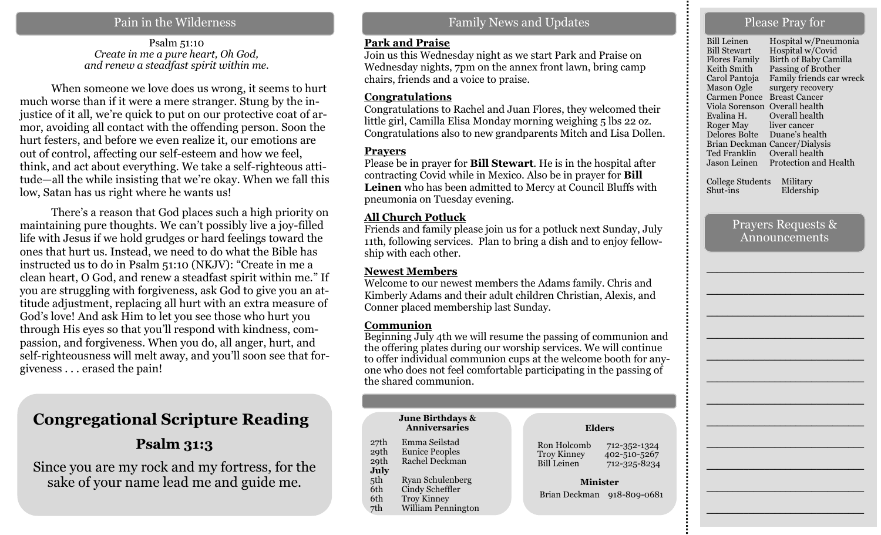## Pain in the Wilderness

Psalm 51:10
*Create in me a pure heart, Oh God,*
*and renew a steadfast spirit within me.*

When someone we love does us wrong, it seems to hurt much worse than if it were a mere stranger. Stung by the injustice of it all, we're quick to put on our protective coat of armor, avoiding all contact with the offending person. Soon the hurt festers, and before we even realize it, our emotions are out of control, affecting our self-esteem and how we feel, think, and act about everything. We take a self-righteous attitude—all the while insisting that we're okay. When we fall this low, Satan has us right where he wants us!

There's a reason that God places such a high priority on maintaining pure thoughts. We can't possibly live a joy-filled life with Jesus if we hold grudges or hard feelings toward the ones that hurt us. Instead, we need to do what the Bible has instructed us to do in Psalm 51:10 (NKJV): "Create in me a clean heart, O God, and renew a steadfast spirit within me." If you are struggling with forgiveness, ask God to give you an attitude adjustment, replacing all hurt with an extra measure of God's love! And ask Him to let you see those who hurt you through His eyes so that you'll respond with kindness, compassion, and forgiveness. When you do, all anger, hurt, and self-righteousness will melt away, and you'll soon see that forgiveness . . . erased the pain!

## Congregational Scripture Reading

### Psalm 31:3

Since you are my rock and my fortress, for the sake of your name lead me and guide me.

## Family News and Updates

**Park and Praise**
Join us this Wednesday night as we start Park and Praise on Wednesday nights, 7pm on the annex front lawn, bring camp chairs, friends and a voice to praise.

**Congratulations**
Congratulations to Rachel and Juan Flores, they welcomed their little girl, Camilla Elisa Monday morning weighing 5 lbs 22 oz. Congratulations also to new grandparents Mitch and Lisa Dollen.

**Prayers**
Please be in prayer for **Bill Stewart**. He is in the hospital after contracting Covid while in Mexico. Also be in prayer for **Bill Leinen** who has been admitted to Mercy at Council Bluffs with pneumonia on Tuesday evening.

**All Church Potluck**
Friends and family please join us for a potluck next Sunday, July 11th, following services. Plan to bring a dish and to enjoy fellowship with each other.

**Newest Members**
Welcome to our newest members the Adams family. Chris and Kimberly Adams and their adult children Christian, Alexis, and Conner placed membership last Sunday.

**Communion**
Beginning July 4th we will resume the passing of communion and the offering plates during our worship services. We will continue to offer individual communion cups at the welcome booth for anyone who does not feel comfortable participating in the passing of the shared communion.

**June Birthdays & Anniversaries**

27th Emma Seilstad
29th Eunice Peoples
29th Rachel Deckman
**July**
5th Ryan Schulenberg
6th Cindy Scheffler
6th Troy Kinney
7th William Pennington

**Elders**

Ron Holcomb 712-352-1324
Troy Kinney 402-510-5267
Bill Leinen 712-325-8234

**Minister**

Brian Deckman 918-809-0681

## Please Pray for

| | |
|---|---|
| Bill Leinen | Hospital w/Pneumonia |
| Bill Stewart | Hospital w/Covid |
| Flores Family | Birth of Baby Camilla |
| Keith Smith | Passing of Brother |
| Carol Pantoja | Family friends car wreck |
| Mason Ogle | surgery recovery |
| Carmen Ponce | Breast Cancer |
| Viola Sorenson | Overall health |
| Evalina H. | Overall health |
| Roger May | liver cancer |
| Delores Bolte | Duane's health |
| Brian Deckman | Cancer/Dialysis |
| Ted Franklin | Overall health |
| Jason Leinen | Protection and Health |

College Students Military
Shut-ins Eldership

## Prayers Requests & Announcements

____________________________

____________________________

____________________________

____________________________

____________________________

____________________________

____________________________

____________________________

____________________________

____________________________

____________________________

____________________________